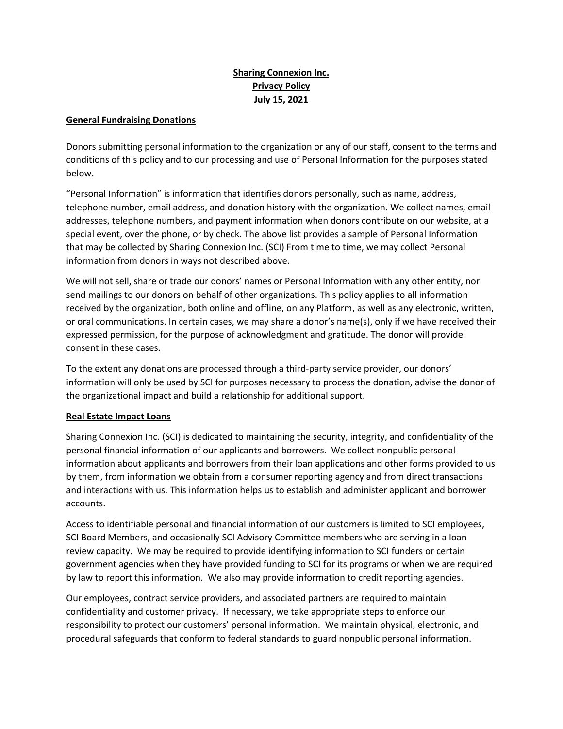**Sharing Connexion Inc.**
**Privacy Policy**
**July 15, 2021**

## General Fundraising Donations

Donors submitting personal information to the organization or any of our staff, consent to the terms and conditions of this policy and to our processing and use of Personal Information for the purposes stated below.

"Personal Information" is information that identifies donors personally, such as name, address, telephone number, email address, and donation history with the organization. We collect names, email addresses, telephone numbers, and payment information when donors contribute on our website, at a special event, over the phone, or by check. The above list provides a sample of Personal Information that may be collected by Sharing Connexion Inc. (SCI) From time to time, we may collect Personal information from donors in ways not described above.

We will not sell, share or trade our donors' names or Personal Information with any other entity, nor send mailings to our donors on behalf of other organizations. This policy applies to all information received by the organization, both online and offline, on any Platform, as well as any electronic, written, or oral communications. In certain cases, we may share a donor's name(s), only if we have received their expressed permission, for the purpose of acknowledgment and gratitude. The donor will provide consent in these cases.

To the extent any donations are processed through a third-party service provider, our donors' information will only be used by SCI for purposes necessary to process the donation, advise the donor of the organizational impact and build a relationship for additional support.

## Real Estate Impact Loans

Sharing Connexion Inc. (SCI) is dedicated to maintaining the security, integrity, and confidentiality of the personal financial information of our applicants and borrowers. We collect nonpublic personal information about applicants and borrowers from their loan applications and other forms provided to us by them, from information we obtain from a consumer reporting agency and from direct transactions and interactions with us. This information helps us to establish and administer applicant and borrower accounts.

Access to identifiable personal and financial information of our customers is limited to SCI employees, SCI Board Members, and occasionally SCI Advisory Committee members who are serving in a loan review capacity. We may be required to provide identifying information to SCI funders or certain government agencies when they have provided funding to SCI for its programs or when we are required by law to report this information. We also may provide information to credit reporting agencies.

Our employees, contract service providers, and associated partners are required to maintain confidentiality and customer privacy. If necessary, we take appropriate steps to enforce our responsibility to protect our customers' personal information. We maintain physical, electronic, and procedural safeguards that conform to federal standards to guard nonpublic personal information.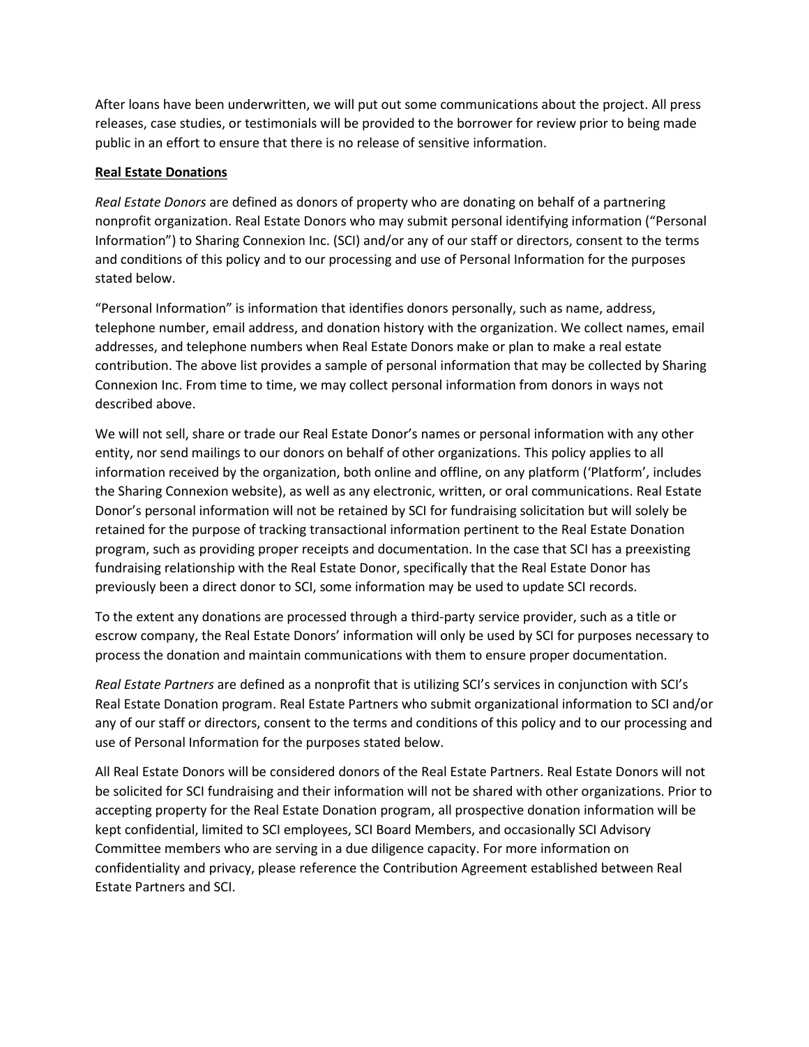After loans have been underwritten, we will put out some communications about the project. All press releases, case studies, or testimonials will be provided to the borrower for review prior to being made public in an effort to ensure that there is no release of sensitive information.

**Real Estate Donations**

*Real Estate Donors* are defined as donors of property who are donating on behalf of a partnering nonprofit organization. Real Estate Donors who may submit personal identifying information ("Personal Information") to Sharing Connexion Inc. (SCI) and/or any of our staff or directors, consent to the terms and conditions of this policy and to our processing and use of Personal Information for the purposes stated below.

"Personal Information" is information that identifies donors personally, such as name, address, telephone number, email address, and donation history with the organization. We collect names, email addresses, and telephone numbers when Real Estate Donors make or plan to make a real estate contribution. The above list provides a sample of personal information that may be collected by Sharing Connexion Inc. From time to time, we may collect personal information from donors in ways not described above.

We will not sell, share or trade our Real Estate Donor's names or personal information with any other entity, nor send mailings to our donors on behalf of other organizations. This policy applies to all information received by the organization, both online and offline, on any platform ('Platform', includes the Sharing Connexion website), as well as any electronic, written, or oral communications. Real Estate Donor's personal information will not be retained by SCI for fundraising solicitation but will solely be retained for the purpose of tracking transactional information pertinent to the Real Estate Donation program, such as providing proper receipts and documentation. In the case that SCI has a preexisting fundraising relationship with the Real Estate Donor, specifically that the Real Estate Donor has previously been a direct donor to SCI, some information may be used to update SCI records.

To the extent any donations are processed through a third-party service provider, such as a title or escrow company, the Real Estate Donors' information will only be used by SCI for purposes necessary to process the donation and maintain communications with them to ensure proper documentation.

*Real Estate Partners* are defined as a nonprofit that is utilizing SCI's services in conjunction with SCI's Real Estate Donation program. Real Estate Partners who submit organizational information to SCI and/or any of our staff or directors, consent to the terms and conditions of this policy and to our processing and use of Personal Information for the purposes stated below.

All Real Estate Donors will be considered donors of the Real Estate Partners. Real Estate Donors will not be solicited for SCI fundraising and their information will not be shared with other organizations. Prior to accepting property for the Real Estate Donation program, all prospective donation information will be kept confidential, limited to SCI employees, SCI Board Members, and occasionally SCI Advisory Committee members who are serving in a due diligence capacity. For more information on confidentiality and privacy, please reference the Contribution Agreement established between Real Estate Partners and SCI.